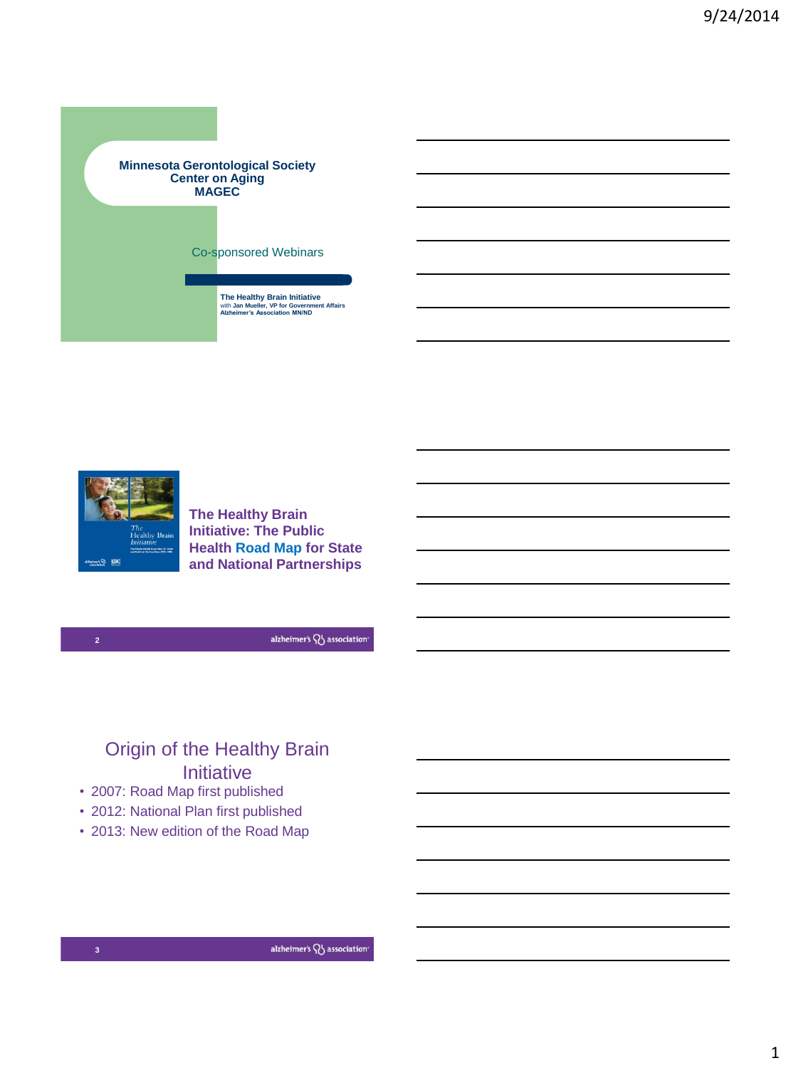**Minnesota Gerontological Society**
**Center on Aging**
**MAGEC**

Co-sponsored Webinars

**The Healthy Brain Initiative**
with **Jan Mueller, VP for Government Affairs**
**Alzheimer's Association MN/ND**

---

**The Healthy Brain Initiative: The Public Health Road Map for State and National Partnerships**

---

## Origin of the Healthy Brain Initiative

- 2007: Road Map first published
- 2012: National Plan first published
- 2013: New edition of the Road Map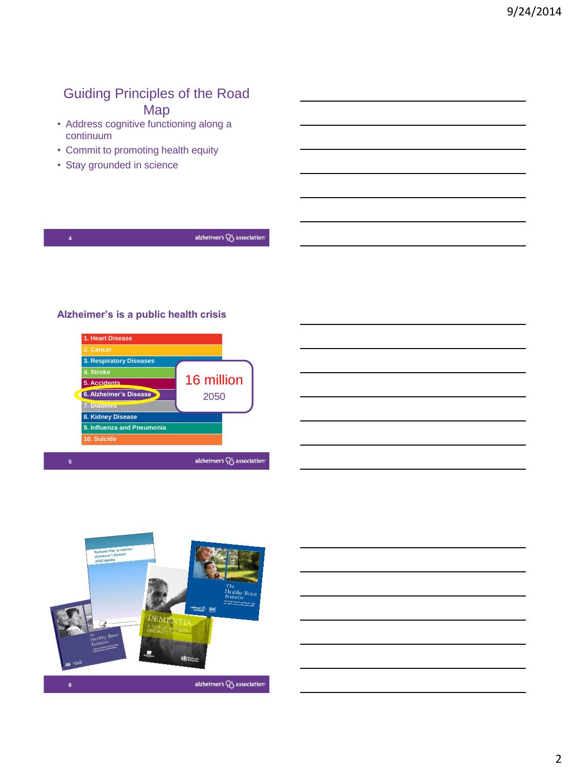## Guiding Principles of the Road Map

- Address cognitive functioning along a continuum
- Commit to promoting health equity
- Stay grounded in science

## Alzheimer's is a public health crisis

1. Heart Disease
2. Cancer
3. Respiratory Diseases
4. Stroke
5. Accidents
6. Alzheimer's Disease
7. Diabetes
8. Kidney Disease
9. Influenza and Pneumonia
10. Suicide

16 million
2050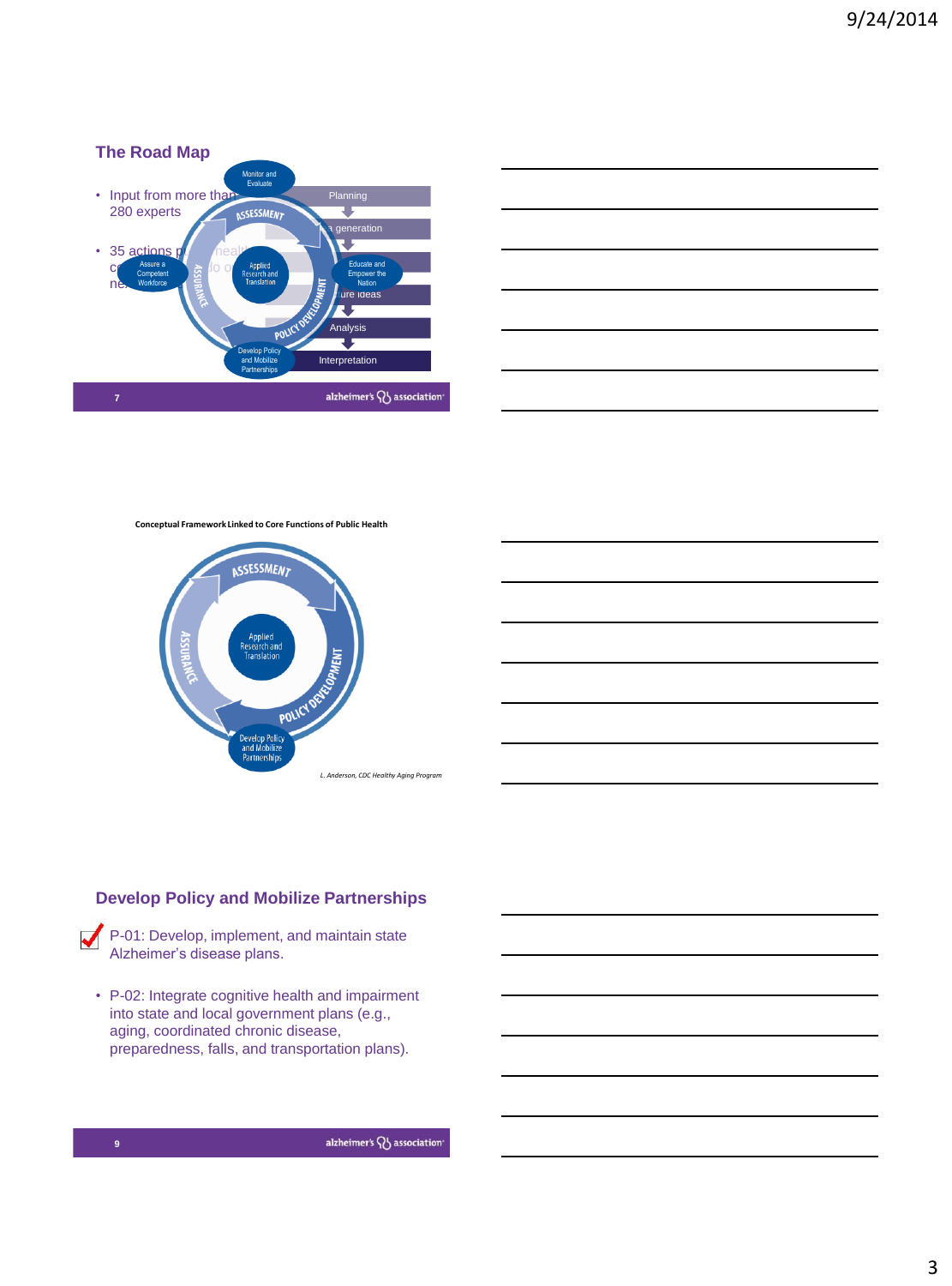## The Road Map

- Input from more than 280 experts
- 35 actions p... c... ne...

Monitor and Evaluate

Planning

...a generation

Educate and Empower the Nation

...ure ideas

Analysis

Interpretation

Assure a Competent Workforce

Applied Research and Translation

Develop Policy and Mobilize Partnerships

ASSESSMENT

ASSURANCE

POLICY DEVELOPMENT

**Conceptual Framework Linked to Core Functions of Public Health**

ASSESSMENT

ASSURANCE

POLICY DEVELOPMENT

Applied Research and Translation

Develop Policy and Mobilize Partnerships

*L. Anderson, CDC Healthy Aging Program*

## Develop Policy and Mobilize Partnerships

- ✓ P-01: Develop, implement, and maintain state Alzheimer's disease plans.
- P-02: Integrate cognitive health and impairment into state and local government plans (e.g., aging, coordinated chronic disease, preparedness, falls, and transportation plans).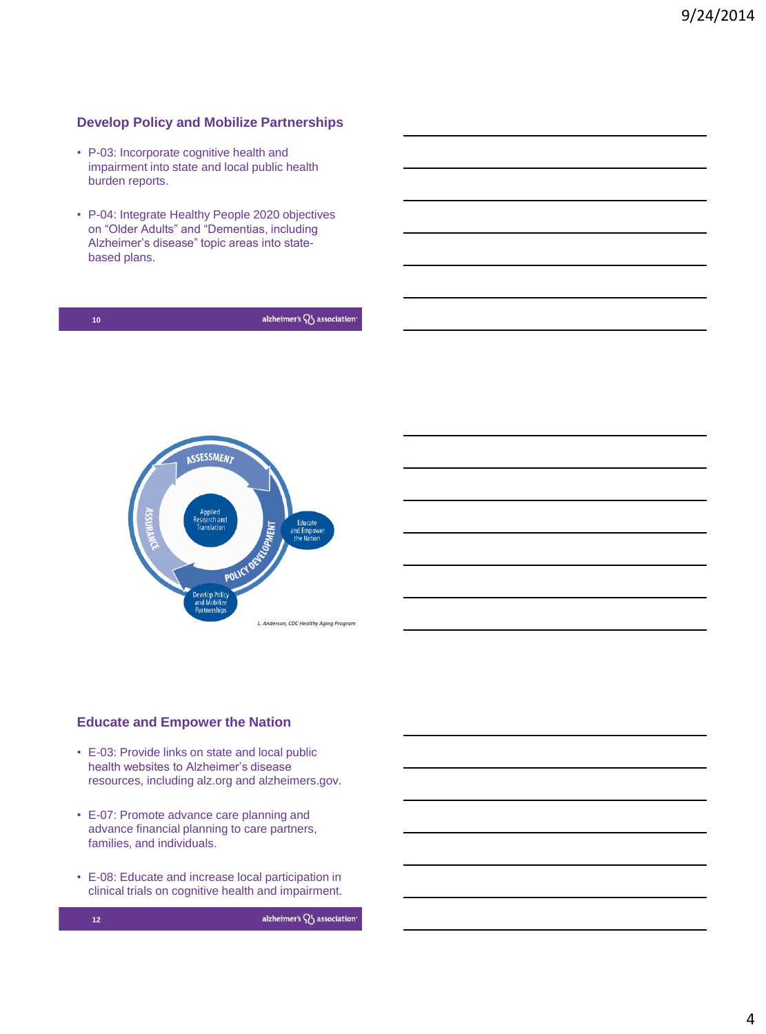## Develop Policy and Mobilize Partnerships

- P-03: Incorporate cognitive health and impairment into state and local public health burden reports.
- P-04: Integrate Healthy People 2020 objectives on "Older Adults" and "Dementias, including Alzheimer's disease" topic areas into state-based plans.

ASSESSMENT

POLICY DEVELOPMENT

ASSURANCE

Applied Research and Translation

Educate and Empower the Nation

Develop Policy and Mobilize Partnerships

*L. Anderson, CDC Healthy Aging Program*

## Educate and Empower the Nation

- E-03: Provide links on state and local public health websites to Alzheimer's disease resources, including alz.org and alzheimers.gov.
- E-07: Promote advance care planning and advance financial planning to care partners, families, and individuals.
- E-08: Educate and increase local participation in clinical trials on cognitive health and impairment.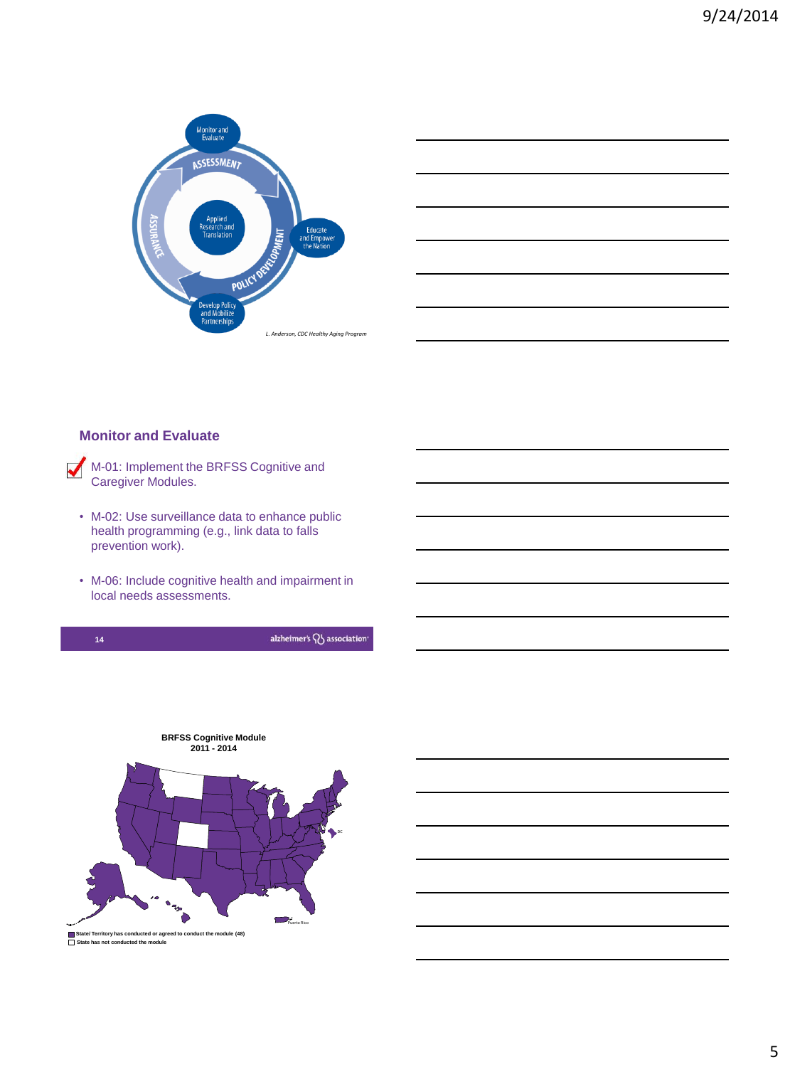Monitor and Evaluate

ASSESSMENT

Educate and Empower the Nation

POLICY DEVELOPMENT

Develop Policy and Mobilize Partnerships

ASSURANCE

Applied Research and Translation

*L. Anderson, CDC Healthy Aging Program*

### Monitor and Evaluate

- ✓ M-01: Implement the BRFSS Cognitive and Caregiver Modules.
- M-02: Use surveillance data to enhance public health programming (e.g., link data to falls prevention work).
- M-06: Include cognitive health and impairment in local needs assessments.

14 alzheimer's association

**BRFSS Cognitive Module**
**2011 - 2014**

DC

Puerto Rico

- **State/ Territory has conducted or agreed to conduct the module (48)**
- **State has not conducted the module**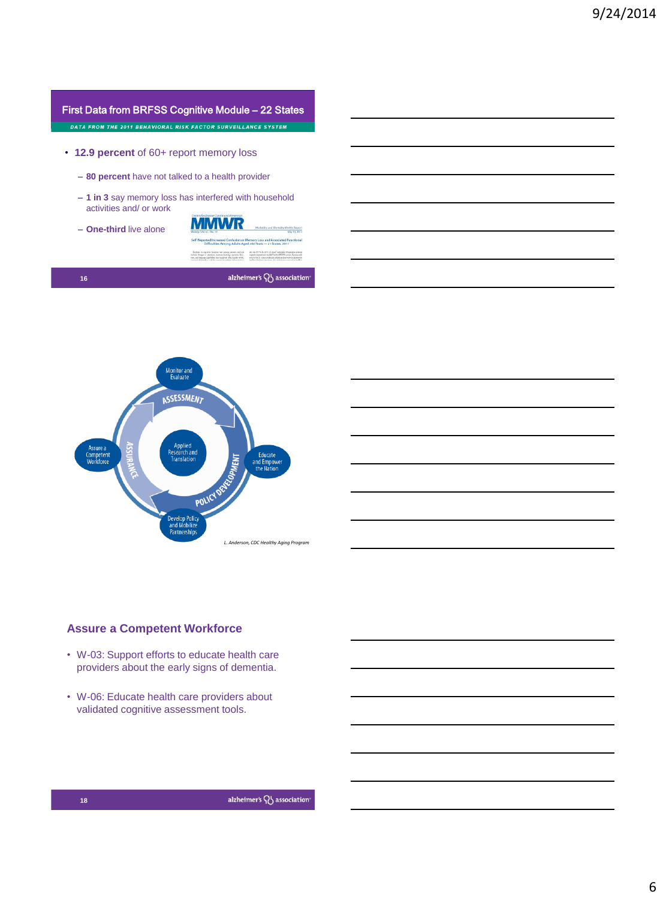## First Data from BRFSS Cognitive Module – 22 States

DATA FROM THE 2011 BEHAVIORAL RISK FACTOR SURVEILLANCE SYSTEM

- **12.9 percent** of 60+ report memory loss
  - **80 percent** have not talked to a health provider
  - **1 in 3** say memory loss has interfered with household activities and/ or work
  - **One-third** live alone

Monitor and Evaluate

ASSESSMENT

Assure a Competent Workforce

ASSURANCE

Applied Research and Translation

Educate and Empower the Nation

POLICY DEVELOPMENT

Develop Policy and Mobilize Partnerships

*L. Anderson, CDC Healthy Aging Program*

## Assure a Competent Workforce

- W-03: Support efforts to educate health care providers about the early signs of dementia.
- W-06: Educate health care providers about validated cognitive assessment tools.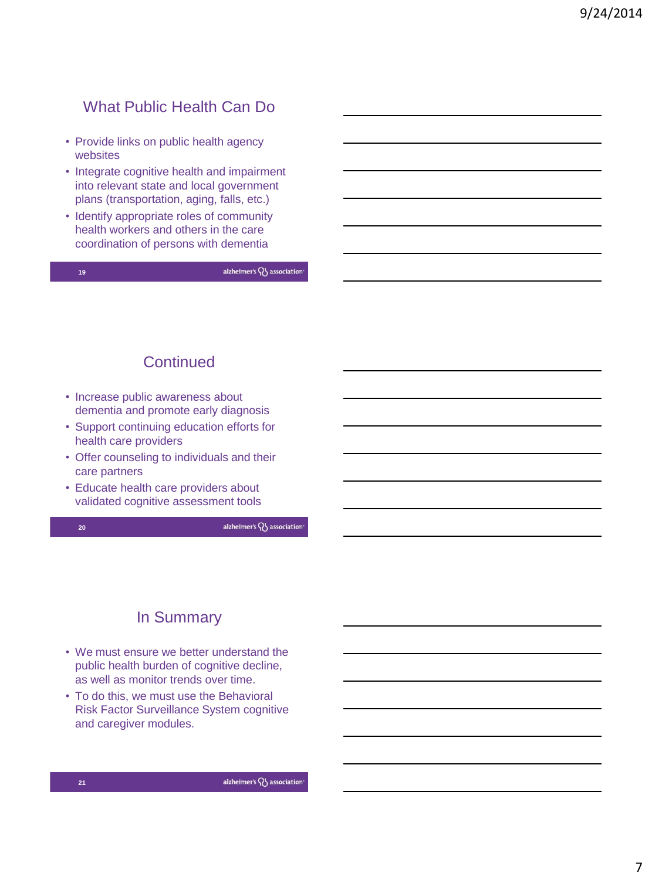## What Public Health Can Do

- Provide links on public health agency websites
- Integrate cognitive health and impairment into relevant state and local government plans (transportation, aging, falls, etc.)
- Identify appropriate roles of community health workers and others in the care coordination of persons with dementia

## Continued

- Increase public awareness about dementia and promote early diagnosis
- Support continuing education efforts for health care providers
- Offer counseling to individuals and their care partners
- Educate health care providers about validated cognitive assessment tools

## In Summary

- We must ensure we better understand the public health burden of cognitive decline, as well as monitor trends over time.
- To do this, we must use the Behavioral Risk Factor Surveillance System cognitive and caregiver modules.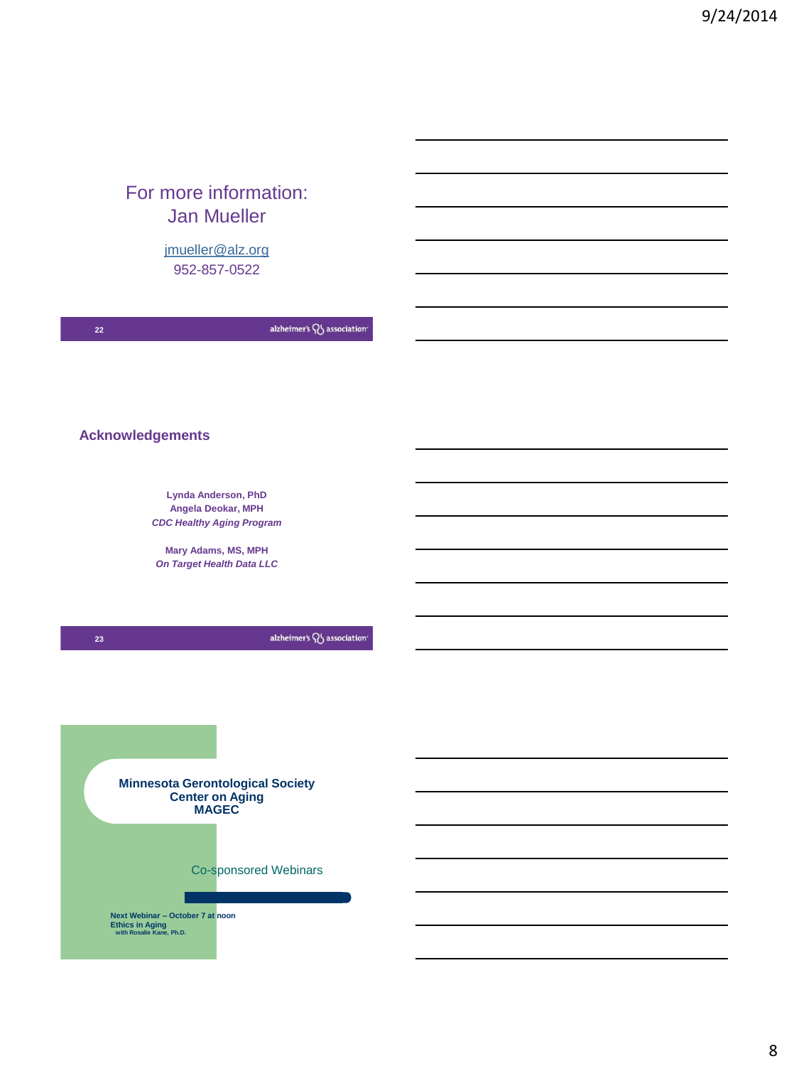## For more information: Jan Mueller

jmueller@alz.org
952-857-0522

22 alzheimer's association

## Acknowledgements

**Lynda Anderson, PhD**
**Angela Deokar, MPH**
***CDC Healthy Aging Program***

**Mary Adams, MS, MPH**
***On Target Health Data LLC***

23 alzheimer's association

**Minnesota Gerontological Society**
**Center on Aging**
**MAGEC**

Co-sponsored Webinars

**Next Webinar – October 7 at noon**
**Ethics in Aging**
**with Rosalie Kane, Ph.D.**